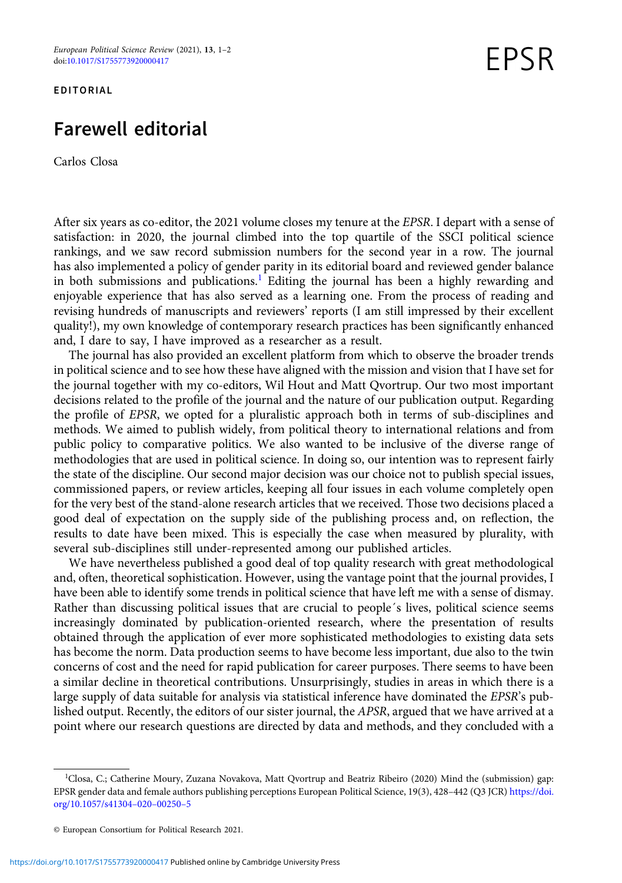EDITORIAL

# Farewell editorial

Carlos Closa

After six years as co-editor, the 2021 volume closes my tenure at the *EPSR*. I depart with a sense of satisfaction: in 2020, the journal climbed into the top quartile of the SSCI political science rankings, and we saw record submission numbers for the second year in a row. The journal has also implemented a policy of gender parity in its editorial board and reviewed gender balance in both submissions and publications.[1] Editing the journal has been a highly rewarding and enjoyable experience that has also served as a learning one. From the process of reading and revising hundreds of manuscripts and reviewers' reports (I am still impressed by their excellent quality!), my own knowledge of contemporary research practices has been significantly enhanced and, I dare to say, I have improved as a researcher as a result.

The journal has also provided an excellent platform from which to observe the broader trends in political science and to see how these have aligned with the mission and vision that I have set for the journal together with my co-editors, Wil Hout and Matt Qvortrup. Our two most important decisions related to the profile of the journal and the nature of our publication output. Regarding the profile of *EPSR*, we opted for a pluralistic approach both in terms of sub-disciplines and methods. We aimed to publish widely, from political theory to international relations and from public policy to comparative politics. We also wanted to be inclusive of the diverse range of methodologies that are used in political science. In doing so, our intention was to represent fairly the state of the discipline. Our second major decision was our choice not to publish special issues, commissioned papers, or review articles, keeping all four issues in each volume completely open for the very best of the stand-alone research articles that we received. Those two decisions placed a good deal of expectation on the supply side of the publishing process and, on reflection, the results to date have been mixed. This is especially the case when measured by plurality, with several sub-disciplines still under-represented among our published articles.

We have nevertheless published a good deal of top quality research with great methodological and, often, theoretical sophistication. However, using the vantage point that the journal provides, I have been able to identify some trends in political science that have left me with a sense of dismay. Rather than discussing political issues that are crucial to people´s lives, political science seems increasingly dominated by publication-oriented research, where the presentation of results obtained through the application of ever more sophisticated methodologies to existing data sets has become the norm. Data production seems to have become less important, due also to the twin concerns of cost and the need for rapid publication for career purposes. There seems to have been a similar decline in theoretical contributions. Unsurprisingly, studies in areas in which there is a large supply of data suitable for analysis via statistical inference have dominated the *EPSR*'s published output. Recently, the editors of our sister journal, the *APSR*, argued that we have arrived at a point where our research questions are directed by data and methods, and they concluded with a

[1] Closa, C.; Catherine Moury, Zuzana Novakova, Matt Qvortrup and Beatriz Ribeiro (2020) Mind the (submission) gap: EPSR gender data and female authors publishing perceptions European Political Science, 19(3), 428–442 (Q3 JCR) https://doi.org/10.1057/s41304–020–00250–5

© European Consortium for Political Research 2021.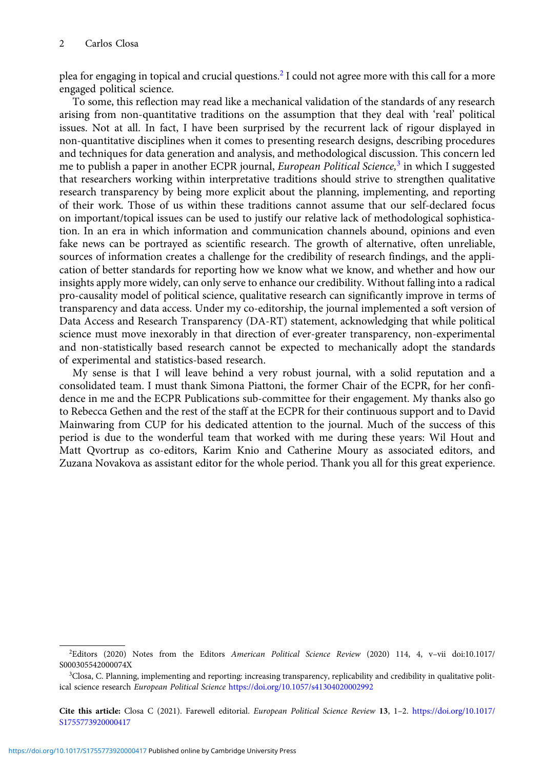plea for engaging in topical and crucial questions.[2] I could not agree more with this call for a more engaged political science.

To some, this reflection may read like a mechanical validation of the standards of any research arising from non-quantitative traditions on the assumption that they deal with 'real' political issues. Not at all. In fact, I have been surprised by the recurrent lack of rigour displayed in non-quantitative disciplines when it comes to presenting research designs, describing procedures and techniques for data generation and analysis, and methodological discussion. This concern led me to publish a paper in another ECPR journal, *European Political Science,*[3] in which I suggested that researchers working within interpretative traditions should strive to strengthen qualitative research transparency by being more explicit about the planning, implementing, and reporting of their work. Those of us within these traditions cannot assume that our self-declared focus on important/topical issues can be used to justify our relative lack of methodological sophistication. In an era in which information and communication channels abound, opinions and even fake news can be portrayed as scientific research. The growth of alternative, often unreliable, sources of information creates a challenge for the credibility of research findings, and the application of better standards for reporting how we know what we know, and whether and how our insights apply more widely, can only serve to enhance our credibility. Without falling into a radical pro-causality model of political science, qualitative research can significantly improve in terms of transparency and data access. Under my co-editorship, the journal implemented a soft version of Data Access and Research Transparency (DA-RT) statement, acknowledging that while political science must move inexorably in that direction of ever-greater transparency, non-experimental and non-statistically based research cannot be expected to mechanically adopt the standards of experimental and statistics-based research.

My sense is that I will leave behind a very robust journal, with a solid reputation and a consolidated team. I must thank Simona Piattoni, the former Chair of the ECPR, for her confidence in me and the ECPR Publications sub-committee for their engagement. My thanks also go to Rebecca Gethen and the rest of the staff at the ECPR for their continuous support and to David Mainwaring from CUP for his dedicated attention to the journal. Much of the success of this period is due to the wonderful team that worked with me during these years: Wil Hout and Matt Qvortrup as co-editors, Karim Knio and Catherine Moury as associated editors, and Zuzana Novakova as assistant editor for the whole period. Thank you all for this great experience.

---

[2] Editors (2020) Notes from the Editors *American Political Science Review* (2020) 114, 4, v–vii doi:10.1017/S000305542000074X

[3] Closa, C. Planning, implementing and reporting: increasing transparency, replicability and credibility in qualitative political science research *European Political Science* https://doi.org/10.1057/s41304020002992

**Cite this article:** Closa C (2021). Farewell editorial. *European Political Science Review* **13**, 1–2. https://doi.org/10.1017/S1755773920000417